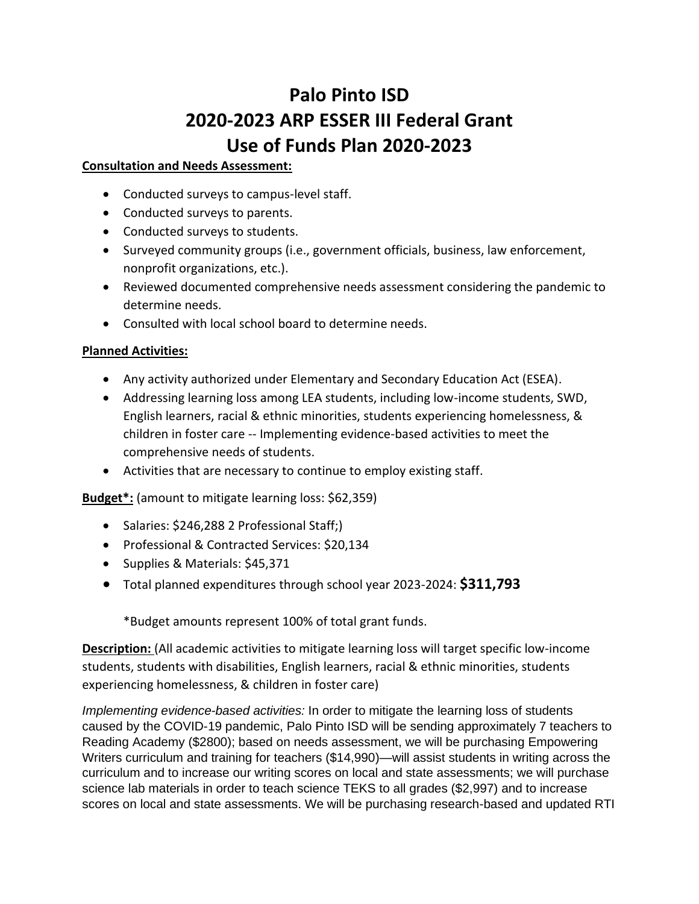# Palo Pinto ISD
# 2020-2023 ARP ESSER III Federal Grant
# Use of Funds Plan 2020-2023

**Consultation and Needs Assessment:**

- Conducted surveys to campus-level staff.
- Conducted surveys to parents.
- Conducted surveys to students.
- Surveyed community groups (i.e., government officials, business, law enforcement, nonprofit organizations, etc.).
- Reviewed documented comprehensive needs assessment considering the pandemic to determine needs.
- Consulted with local school board to determine needs.

**Planned Activities:**

- Any activity authorized under Elementary and Secondary Education Act (ESEA).
- Addressing learning loss among LEA students, including low-income students, SWD, English learners, racial & ethnic minorities, students experiencing homelessness, & children in foster care -- Implementing evidence-based activities to meet the comprehensive needs of students.
- Activities that are necessary to continue to employ existing staff.

**Budget*:** (amount to mitigate learning loss: $62,359)

- Salaries: $246,288 2 Professional Staff;)
- Professional & Contracted Services: $20,134
- Supplies & Materials: $45,371
- Total planned expenditures through school year 2023-2024: **$311,793**

  *Budget amounts represent 100% of total grant funds.

**Description:** (All academic activities to mitigate learning loss will target specific low-income students, students with disabilities, English learners, racial & ethnic minorities, students experiencing homelessness, & children in foster care)

*Implementing evidence-based activities:* In order to mitigate the learning loss of students caused by the COVID-19 pandemic, Palo Pinto ISD will be sending approximately 7 teachers to Reading Academy ($2800); based on needs assessment, we will be purchasing Empowering Writers curriculum and training for teachers ($14,990)—will assist students in writing across the curriculum and to increase our writing scores on local and state assessments; we will purchase science lab materials in order to teach science TEKS to all grades ($2,997) and to increase scores on local and state assessments. We will be purchasing research-based and updated RTI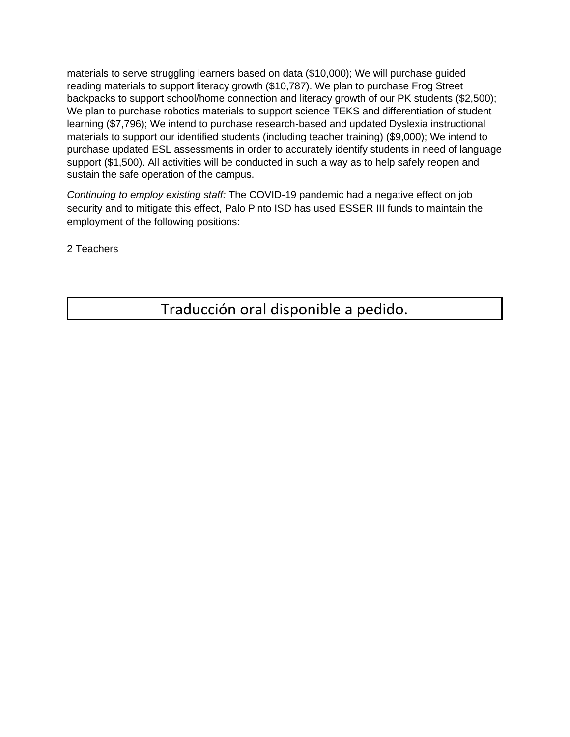materials to serve struggling learners based on data ($10,000); We will purchase guided reading materials to support literacy growth ($10,787). We plan to purchase Frog Street backpacks to support school/home connection and literacy growth of our PK students ($2,500); We plan to purchase robotics materials to support science TEKS and differentiation of student learning ($7,796); We intend to purchase research-based and updated Dyslexia instructional materials to support our identified students (including teacher training) ($9,000); We intend to purchase updated ESL assessments in order to accurately identify students in need of language support ($1,500). All activities will be conducted in such a way as to help safely reopen and sustain the safe operation of the campus.

*Continuing to employ existing staff:* The COVID-19 pandemic had a negative effect on job security and to mitigate this effect, Palo Pinto ISD has used ESSER III funds to maintain the employment of the following positions:

2 Teachers

| Traducción oral disponible a pedido. |
|---|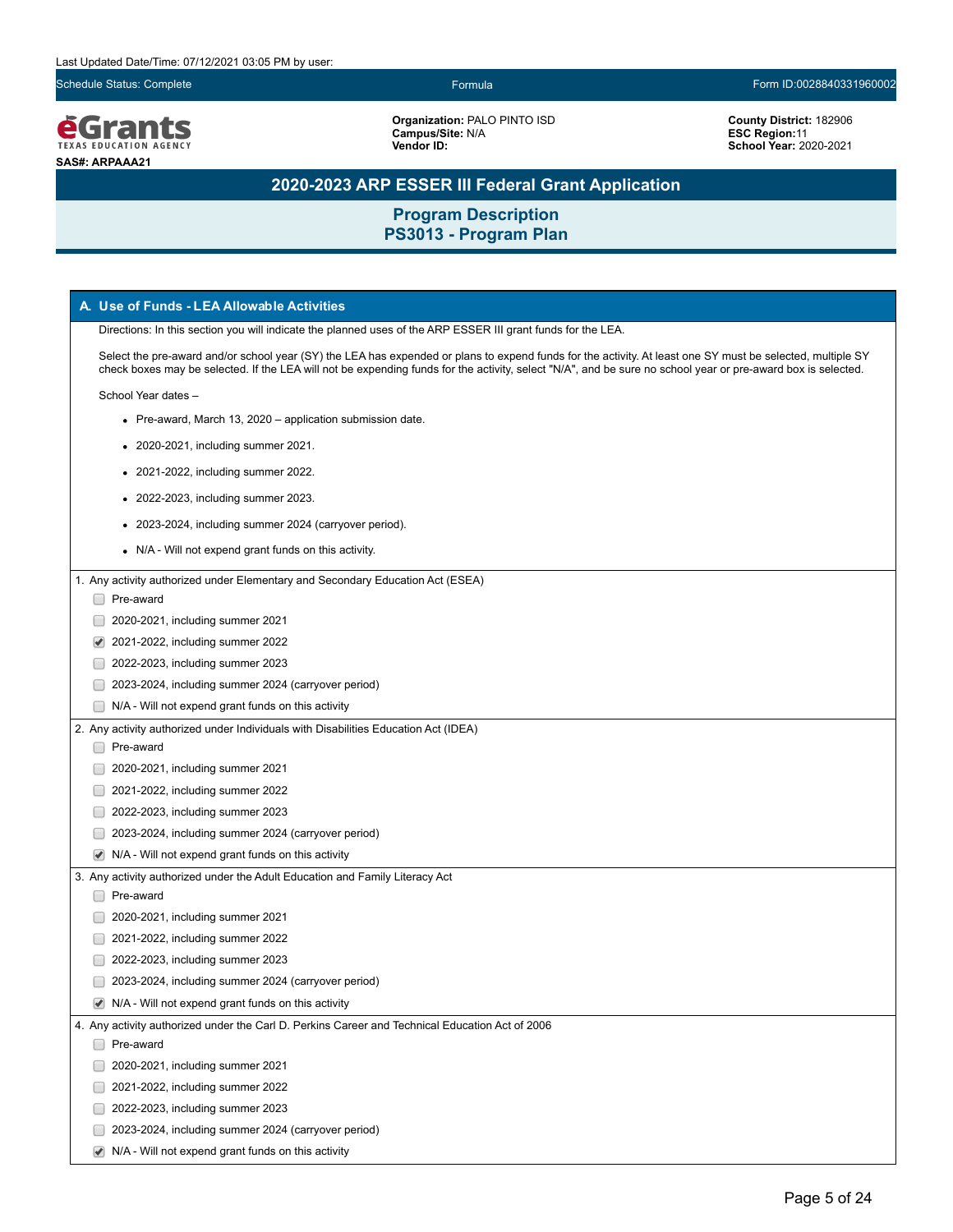Last Updated Date/Time: 07/12/2021 03:05 PM by user:

Schedule Status: Complete | Formula | Form ID:0028840331960002

**Organization:** PALO PINTO ISD
**Campus/Site:** N/A
**Vendor ID:**

**County District:** 182906
**ESC Region:** 11
**School Year:** 2020-2021

**SAS#: ARPAAA21**

# 2020-2023 ARP ESSER III Federal Grant Application

## Program Description
## PS3013 - Program Plan

### A. Use of Funds - LEA Allowable Activities

Directions: In this section you will indicate the planned uses of the ARP ESSER III grant funds for the LEA.

Select the pre-award and/or school year (SY) the LEA has expended or plans to expend funds for the activity. At least one SY must be selected, multiple SY check boxes may be selected. If the LEA will not be expending funds for the activity, select "N/A", and be sure no school year or pre-award box is selected.

School Year dates –

- Pre-award, March 13, 2020 – application submission date.
- 2020-2021, including summer 2021.
- 2021-2022, including summer 2022.
- 2022-2023, including summer 2023.
- 2023-2024, including summer 2024 (carryover period).
- N/A - Will not expend grant funds on this activity.

1. Any activity authorized under Elementary and Secondary Education Act (ESEA)
   - [ ] Pre-award
   - [ ] 2020-2021, including summer 2021
   - [x] 2021-2022, including summer 2022
   - [ ] 2022-2023, including summer 2023
   - [ ] 2023-2024, including summer 2024 (carryover period)
   - [ ] N/A - Will not expend grant funds on this activity

2. Any activity authorized under Individuals with Disabilities Education Act (IDEA)
   - [ ] Pre-award
   - [ ] 2020-2021, including summer 2021
   - [ ] 2021-2022, including summer 2022
   - [ ] 2022-2023, including summer 2023
   - [ ] 2023-2024, including summer 2024 (carryover period)
   - [x] N/A - Will not expend grant funds on this activity

3. Any activity authorized under the Adult Education and Family Literacy Act
   - [ ] Pre-award
   - [ ] 2020-2021, including summer 2021
   - [ ] 2021-2022, including summer 2022
   - [ ] 2022-2023, including summer 2023
   - [ ] 2023-2024, including summer 2024 (carryover period)
   - [x] N/A - Will not expend grant funds on this activity

4. Any activity authorized under the Carl D. Perkins Career and Technical Education Act of 2006
   - [ ] Pre-award
   - [ ] 2020-2021, including summer 2021
   - [ ] 2021-2022, including summer 2022
   - [ ] 2022-2023, including summer 2023
   - [ ] 2023-2024, including summer 2024 (carryover period)
   - [x] N/A - Will not expend grant funds on this activity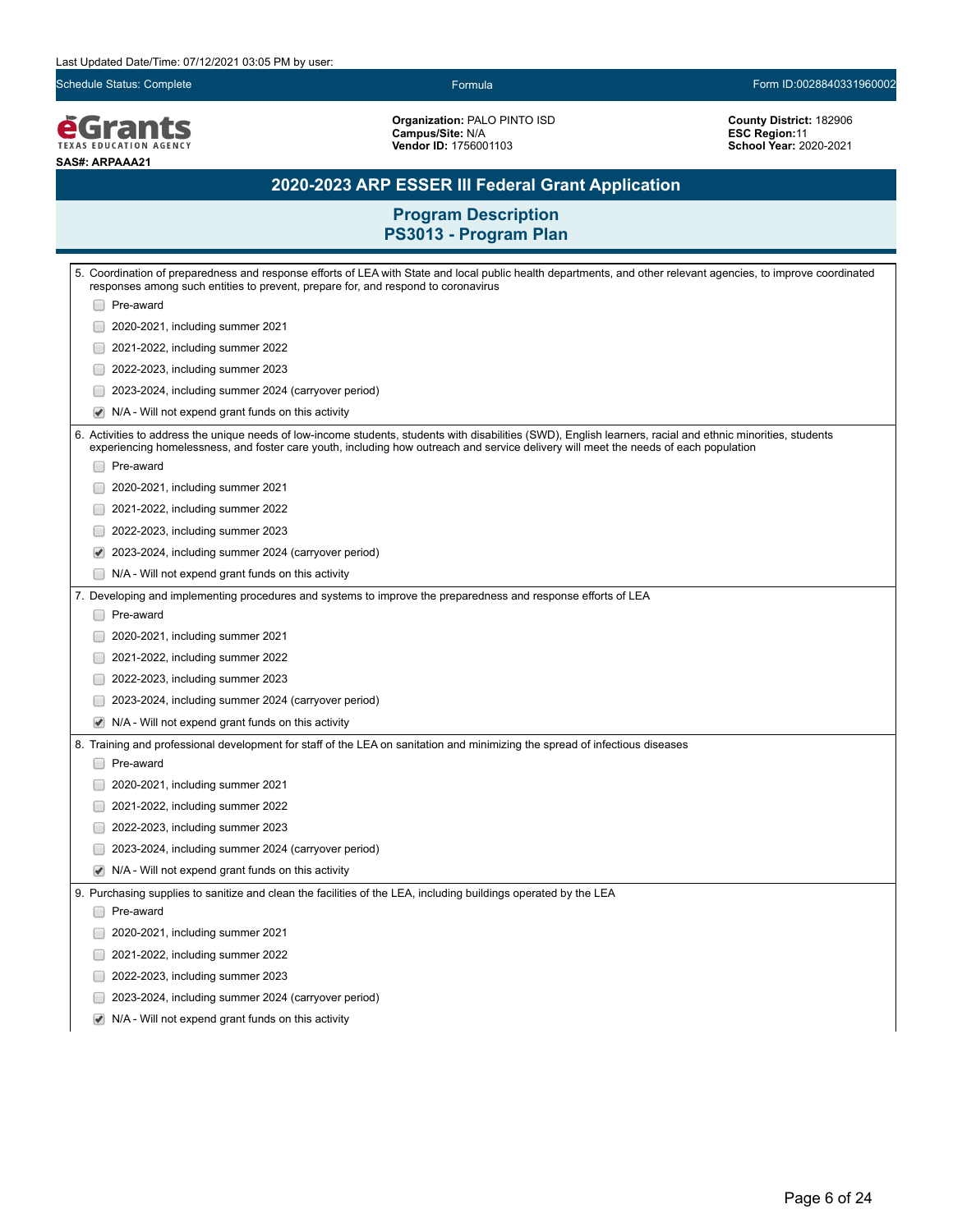Last Updated Date/Time: 07/12/2021 03:05 PM by user:

Schedule Status: Complete | Formula | Form ID:0028840331960002

**Organization:** PALO PINTO ISD
**Campus/Site:** N/A
**Vendor ID:** 1756001103

**County District:** 182906
**ESC Region:**11
**School Year:** 2020-2021

**SAS#: ARPAAA21**

## 2020-2023 ARP ESSER III Federal Grant Application

### Program Description
### PS3013 - Program Plan

5. Coordination of preparedness and response efforts of LEA with State and local public health departments, and other relevant agencies, to improve coordinated responses among such entities to prevent, prepare for, and respond to coronavirus
   - [ ] Pre-award
   - [ ] 2020-2021, including summer 2021
   - [ ] 2021-2022, including summer 2022
   - [ ] 2022-2023, including summer 2023
   - [ ] 2023-2024, including summer 2024 (carryover period)
   - [x] N/A - Will not expend grant funds on this activity

6. Activities to address the unique needs of low-income students, students with disabilities (SWD), English learners, racial and ethnic minorities, students experiencing homelessness, and foster care youth, including how outreach and service delivery will meet the needs of each population
   - [ ] Pre-award
   - [ ] 2020-2021, including summer 2021
   - [ ] 2021-2022, including summer 2022
   - [ ] 2022-2023, including summer 2023
   - [x] 2023-2024, including summer 2024 (carryover period)
   - [ ] N/A - Will not expend grant funds on this activity

7. Developing and implementing procedures and systems to improve the preparedness and response efforts of LEA
   - [ ] Pre-award
   - [ ] 2020-2021, including summer 2021
   - [ ] 2021-2022, including summer 2022
   - [ ] 2022-2023, including summer 2023
   - [ ] 2023-2024, including summer 2024 (carryover period)
   - [x] N/A - Will not expend grant funds on this activity

8. Training and professional development for staff of the LEA on sanitation and minimizing the spread of infectious diseases
   - [ ] Pre-award
   - [ ] 2020-2021, including summer 2021
   - [ ] 2021-2022, including summer 2022
   - [ ] 2022-2023, including summer 2023
   - [ ] 2023-2024, including summer 2024 (carryover period)
   - [x] N/A - Will not expend grant funds on this activity

9. Purchasing supplies to sanitize and clean the facilities of the LEA, including buildings operated by the LEA
   - [ ] Pre-award
   - [ ] 2020-2021, including summer 2021
   - [ ] 2021-2022, including summer 2022
   - [ ] 2022-2023, including summer 2023
   - [ ] 2023-2024, including summer 2024 (carryover period)
   - [x] N/A - Will not expend grant funds on this activity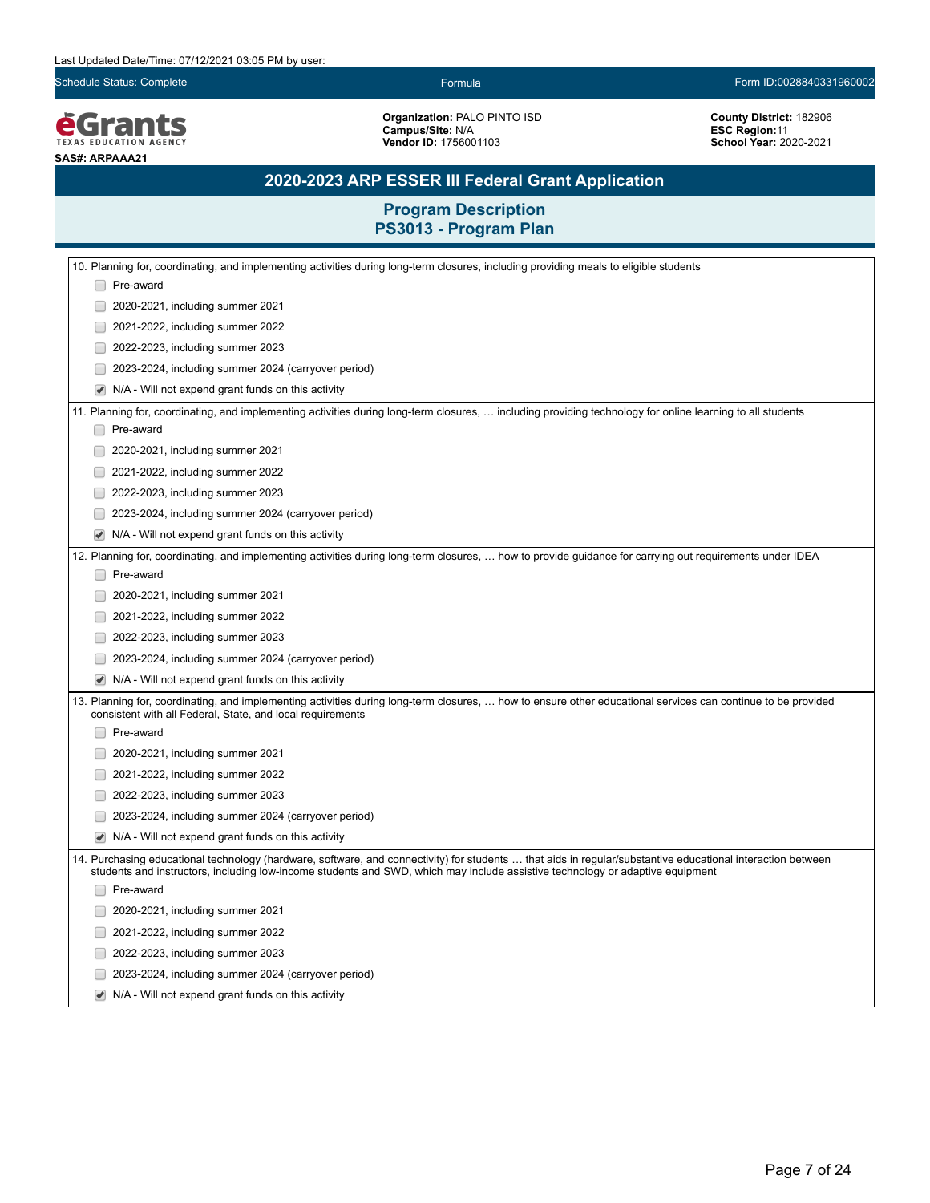## 2020-2023 ARP ESSER III Federal Grant Application

### Program Description
### PS3013 - Program Plan

10. Planning for, coordinating, and implementing activities during long-term closures, including providing meals to eligible students

- [ ] Pre-award
- [ ] 2020-2021, including summer 2021
- [ ] 2021-2022, including summer 2022
- [ ] 2022-2023, including summer 2023
- [ ] 2023-2024, including summer 2024 (carryover period)
- [x] N/A - Will not expend grant funds on this activity

11. Planning for, coordinating, and implementing activities during long-term closures, … including providing technology for online learning to all students

- [ ] Pre-award
- [ ] 2020-2021, including summer 2021
- [ ] 2021-2022, including summer 2022
- [ ] 2022-2023, including summer 2023
- [ ] 2023-2024, including summer 2024 (carryover period)
- [x] N/A - Will not expend grant funds on this activity

12. Planning for, coordinating, and implementing activities during long-term closures, … how to provide guidance for carrying out requirements under IDEA

- [ ] Pre-award
- [ ] 2020-2021, including summer 2021
- [ ] 2021-2022, including summer 2022
- [ ] 2022-2023, including summer 2023
- [ ] 2023-2024, including summer 2024 (carryover period)
- [x] N/A - Will not expend grant funds on this activity

13. Planning for, coordinating, and implementing activities during long-term closures, … how to ensure other educational services can continue to be provided consistent with all Federal, State, and local requirements

- [ ] Pre-award
- [ ] 2020-2021, including summer 2021
- [ ] 2021-2022, including summer 2022
- [ ] 2022-2023, including summer 2023
- [ ] 2023-2024, including summer 2024 (carryover period)
- [x] N/A - Will not expend grant funds on this activity

14. Purchasing educational technology (hardware, software, and connectivity) for students … that aids in regular/substantive educational interaction between students and instructors, including low-income students and SWD, which may include assistive technology or adaptive equipment

- [ ] Pre-award
- [ ] 2020-2021, including summer 2021
- [ ] 2021-2022, including summer 2022
- [ ] 2022-2023, including summer 2023
- [ ] 2023-2024, including summer 2024 (carryover period)
- [x] N/A - Will not expend grant funds on this activity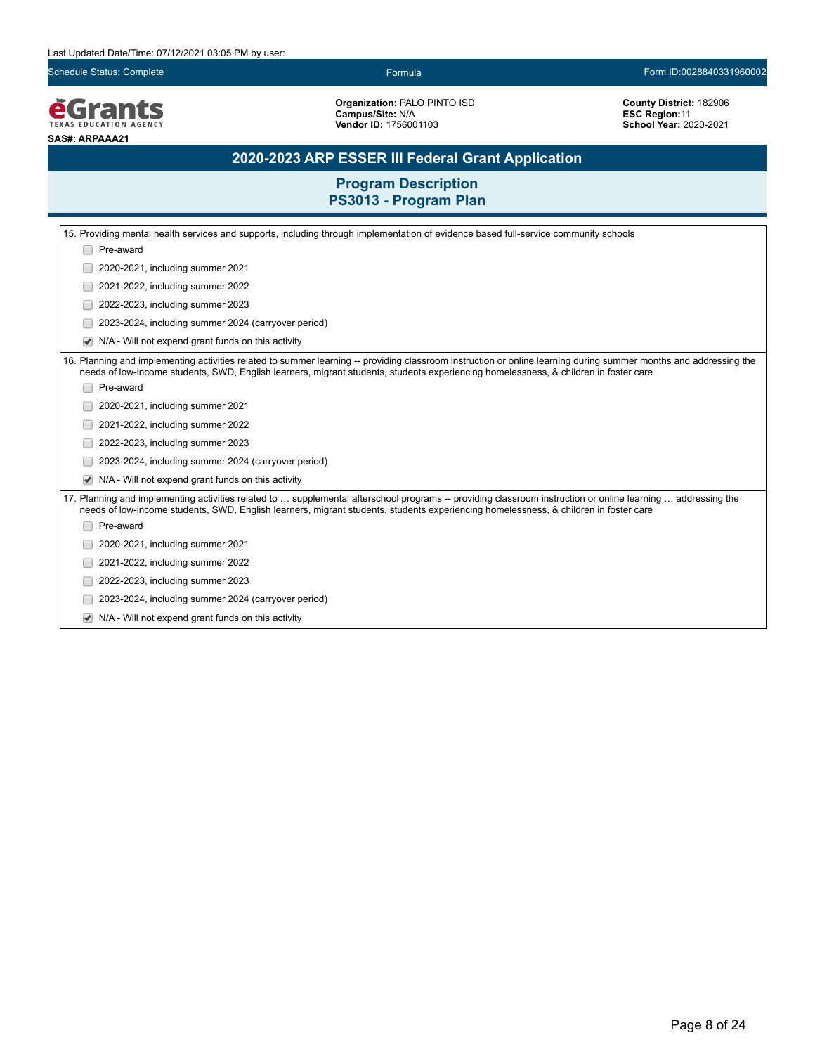Last Updated Date/Time: 07/12/2021 03:05 PM by user:

Schedule Status: Complete | Formula | Form ID:0028840331960002

**Organization:** PALO PINTO ISD
**Campus/Site:** N/A
**Vendor ID:** 1756001103

**County District:** 182906
**ESC Region:**11
**School Year:** 2020-2021

**SAS#: ARPAAA21**

## 2020-2023 ARP ESSER III Federal Grant Application

### Program Description
### PS3013 - Program Plan

15. Providing mental health services and supports, including through implementation of evidence based full-service community schools

- [ ] Pre-award
- [ ] 2020-2021, including summer 2021
- [ ] 2021-2022, including summer 2022
- [ ] 2022-2023, including summer 2023
- [ ] 2023-2024, including summer 2024 (carryover period)
- [x] N/A - Will not expend grant funds on this activity

16. Planning and implementing activities related to summer learning -- providing classroom instruction or online learning during summer months and addressing the needs of low-income students, SWD, English learners, migrant students, students experiencing homelessness, & children in foster care

- [ ] Pre-award
- [ ] 2020-2021, including summer 2021
- [ ] 2021-2022, including summer 2022
- [ ] 2022-2023, including summer 2023
- [ ] 2023-2024, including summer 2024 (carryover period)
- [x] N/A - Will not expend grant funds on this activity

17. Planning and implementing activities related to … supplemental afterschool programs -- providing classroom instruction or online learning … addressing the needs of low-income students, SWD, English learners, migrant students, students experiencing homelessness, & children in foster care

- [ ] Pre-award
- [ ] 2020-2021, including summer 2021
- [ ] 2021-2022, including summer 2022
- [ ] 2022-2023, including summer 2023
- [ ] 2023-2024, including summer 2024 (carryover period)
- [x] N/A - Will not expend grant funds on this activity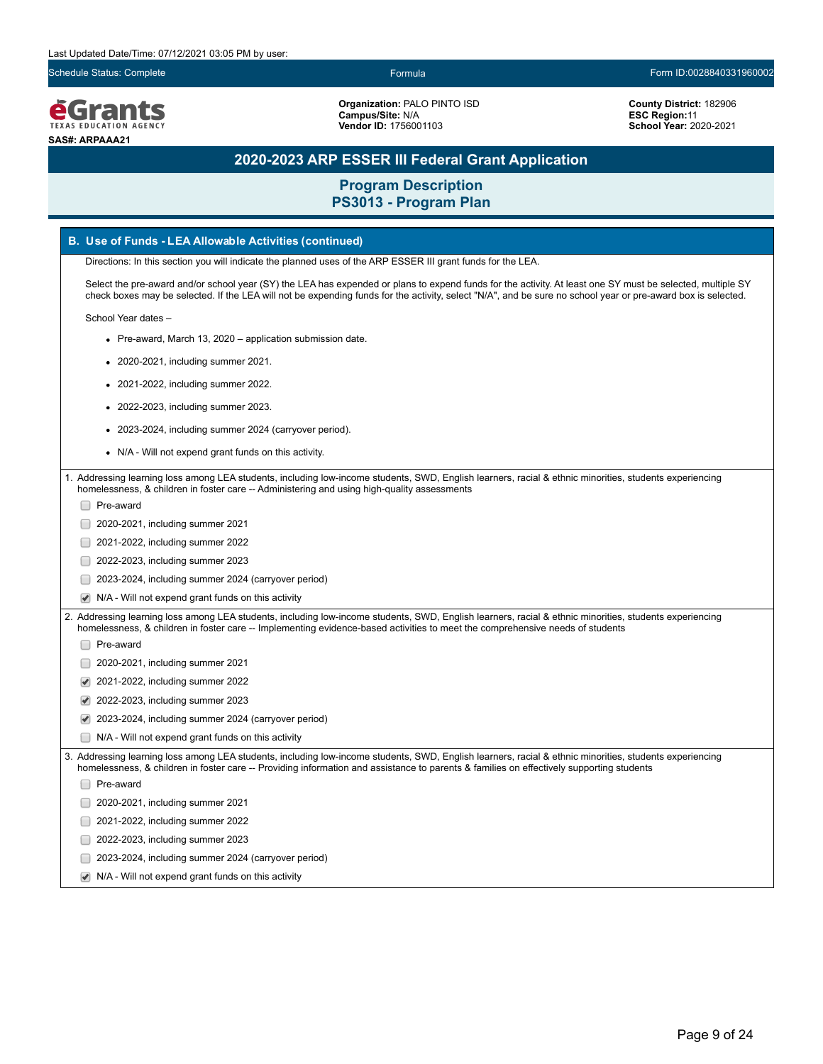Last Updated Date/Time: 07/12/2021 03:05 PM by user:

Schedule Status: Complete | Formula | Form ID:0028840331960002

**eGrants** TEXAS EDUCATION AGENCY

**SAS#: ARPAAA21**

**Organization:** PALO PINTO ISD
**Campus/Site:** N/A
**Vendor ID:** 1756001103

**County District:** 182906
**ESC Region:** 11
**School Year:** 2020-2021

# 2020-2023 ARP ESSER III Federal Grant Application

## Program Description
## PS3013 - Program Plan

### B. Use of Funds - LEA Allowable Activities (continued)

Directions: In this section you will indicate the planned uses of the ARP ESSER III grant funds for the LEA.

Select the pre-award and/or school year (SY) the LEA has expended or plans to expend funds for the activity. At least one SY must be selected, multiple SY check boxes may be selected. If the LEA will not be expending funds for the activity, select "N/A", and be sure no school year or pre-award box is selected.

School Year dates –

- Pre-award, March 13, 2020 – application submission date.
- 2020-2021, including summer 2021.
- 2021-2022, including summer 2022.
- 2022-2023, including summer 2023.
- 2023-2024, including summer 2024 (carryover period).
- N/A - Will not expend grant funds on this activity.

1. Addressing learning loss among LEA students, including low-income students, SWD, English learners, racial & ethnic minorities, students experiencing homelessness, & children in foster care -- Administering and using high-quality assessments

- [ ] Pre-award
- [ ] 2020-2021, including summer 2021
- [ ] 2021-2022, including summer 2022
- [ ] 2022-2023, including summer 2023
- [ ] 2023-2024, including summer 2024 (carryover period)
- [x] N/A - Will not expend grant funds on this activity

2. Addressing learning loss among LEA students, including low-income students, SWD, English learners, racial & ethnic minorities, students experiencing homelessness, & children in foster care -- Implementing evidence-based activities to meet the comprehensive needs of students

- [ ] Pre-award
- [ ] 2020-2021, including summer 2021
- [x] 2021-2022, including summer 2022
- [x] 2022-2023, including summer 2023
- [x] 2023-2024, including summer 2024 (carryover period)
- [ ] N/A - Will not expend grant funds on this activity

3. Addressing learning loss among LEA students, including low-income students, SWD, English learners, racial & ethnic minorities, students experiencing homelessness, & children in foster care -- Providing information and assistance to parents & families on effectively supporting students

- [ ] Pre-award
- [ ] 2020-2021, including summer 2021
- [ ] 2021-2022, including summer 2022
- [ ] 2022-2023, including summer 2023
- [ ] 2023-2024, including summer 2024 (carryover period)
- [x] N/A - Will not expend grant funds on this activity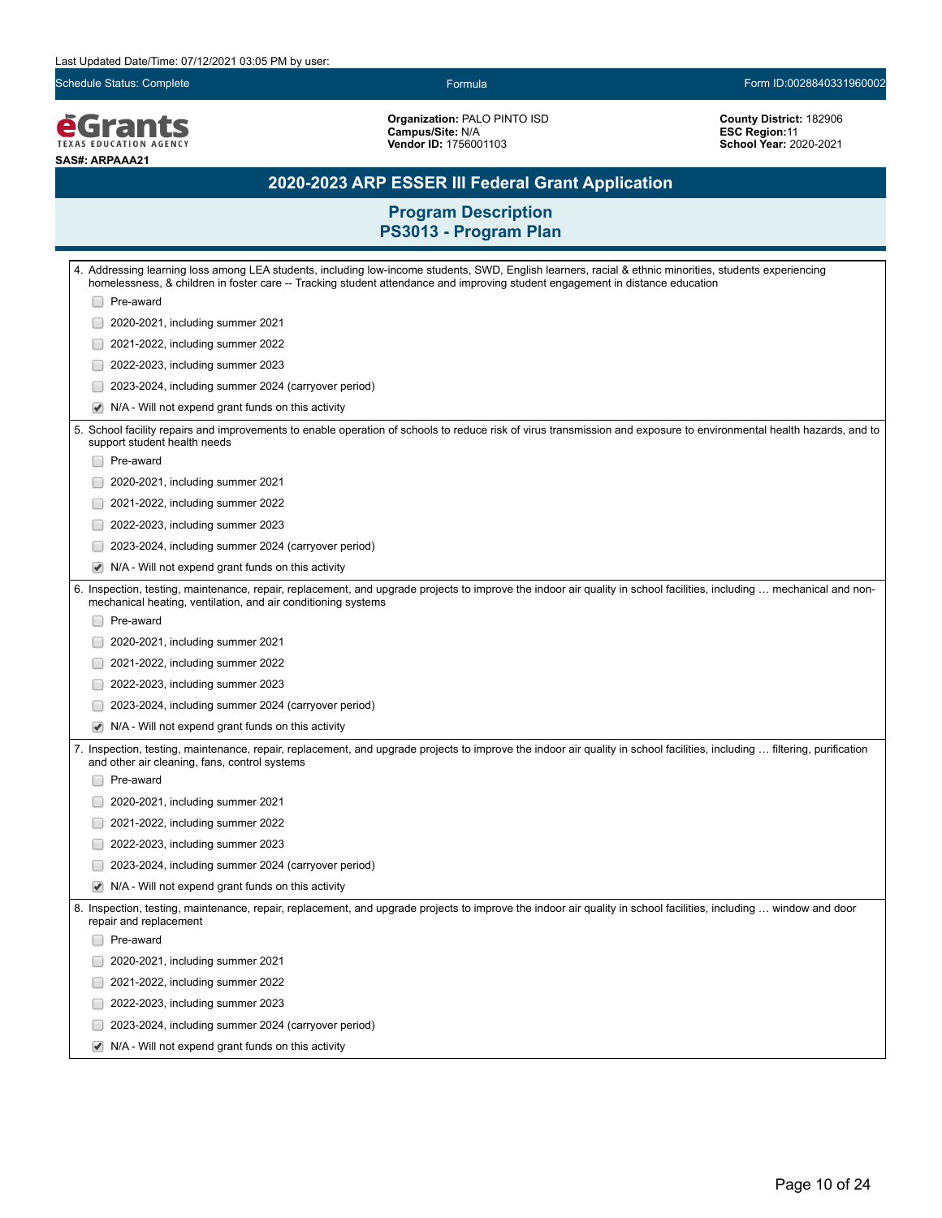Last Updated Date/Time: 07/12/2021 03:05 PM by user:

Schedule Status: Complete | Formula | Form ID:0028840331960002

**eGrants** TEXAS EDUCATION AGENCY

**SAS#: ARPAAA21**

**Organization:** PALO PINTO ISD
**Campus/Site:** N/A
**Vendor ID:** 1756001103

**County District:** 182906
**ESC Region:** 11
**School Year:** 2020-2021

# 2020-2023 ARP ESSER III Federal Grant Application

## Program Description
## PS3013 - Program Plan

4. Addressing learning loss among LEA students, including low-income students, SWD, English learners, racial & ethnic minorities, students experiencing homelessness, & children in foster care -- Tracking student attendance and improving student engagement in distance education

- [ ] Pre-award
- [ ] 2020-2021, including summer 2021
- [ ] 2021-2022, including summer 2022
- [ ] 2022-2023, including summer 2023
- [ ] 2023-2024, including summer 2024 (carryover period)
- [x] N/A - Will not expend grant funds on this activity

5. School facility repairs and improvements to enable operation of schools to reduce risk of virus transmission and exposure to environmental health hazards, and to support student health needs

- [ ] Pre-award
- [ ] 2020-2021, including summer 2021
- [ ] 2021-2022, including summer 2022
- [ ] 2022-2023, including summer 2023
- [ ] 2023-2024, including summer 2024 (carryover period)
- [x] N/A - Will not expend grant funds on this activity

6. Inspection, testing, maintenance, repair, replacement, and upgrade projects to improve the indoor air quality in school facilities, including … mechanical and non-mechanical heating, ventilation, and air conditioning systems

- [ ] Pre-award
- [ ] 2020-2021, including summer 2021
- [ ] 2021-2022, including summer 2022
- [ ] 2022-2023, including summer 2023
- [ ] 2023-2024, including summer 2024 (carryover period)
- [x] N/A - Will not expend grant funds on this activity

7. Inspection, testing, maintenance, repair, replacement, and upgrade projects to improve the indoor air quality in school facilities, including … filtering, purification and other air cleaning, fans, control systems

- [ ] Pre-award
- [ ] 2020-2021, including summer 2021
- [ ] 2021-2022, including summer 2022
- [ ] 2022-2023, including summer 2023
- [ ] 2023-2024, including summer 2024 (carryover period)
- [x] N/A - Will not expend grant funds on this activity

8. Inspection, testing, maintenance, repair, replacement, and upgrade projects to improve the indoor air quality in school facilities, including … window and door repair and replacement

- [ ] Pre-award
- [ ] 2020-2021, including summer 2021
- [ ] 2021-2022, including summer 2022
- [ ] 2022-2023, including summer 2023
- [ ] 2023-2024, including summer 2024 (carryover period)
- [x] N/A - Will not expend grant funds on this activity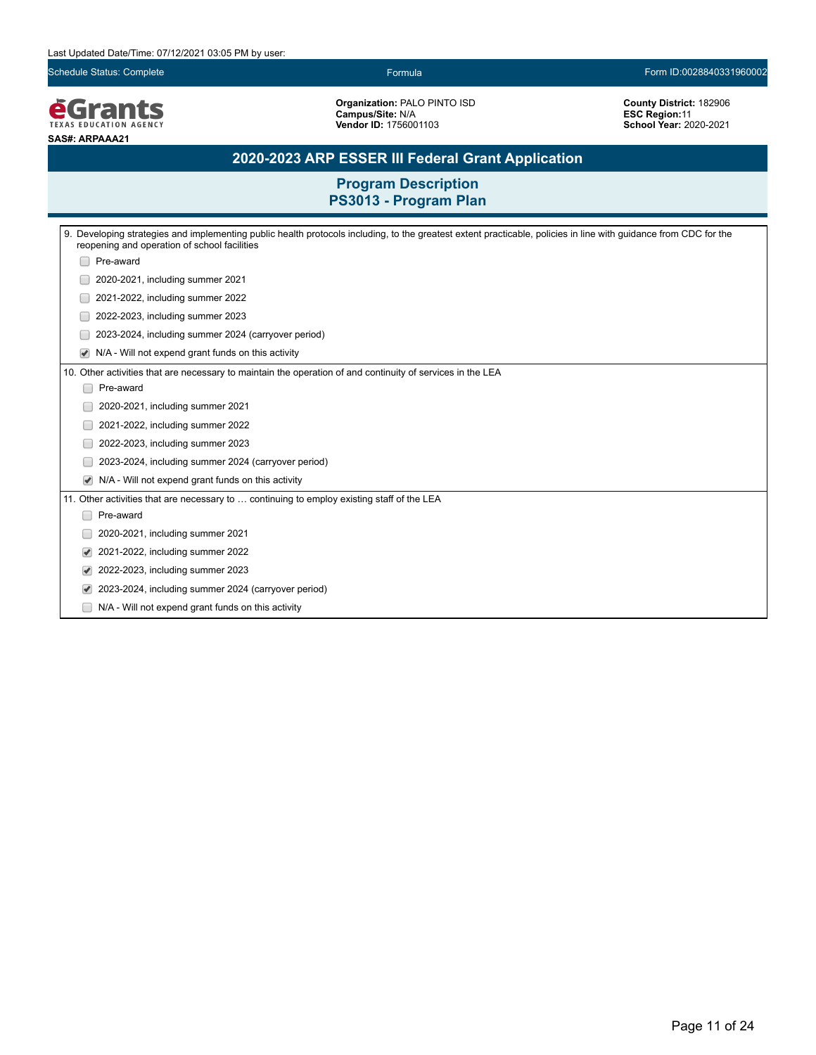Last Updated Date/Time: 07/12/2021 03:05 PM by user:

Schedule Status: Complete | Formula | Form ID:0028840331960002

**Organization:** PALO PINTO ISD
**Campus/Site:** N/A
**Vendor ID:** 1756001103

**County District:** 182906
**ESC Region:**11
**School Year:** 2020-2021

**SAS#: ARPAAA21**

## 2020-2023 ARP ESSER III Federal Grant Application

### Program Description
### PS3013 - Program Plan

9. Developing strategies and implementing public health protocols including, to the greatest extent practicable, policies in line with guidance from CDC for the reopening and operation of school facilities

- [ ] Pre-award
- [ ] 2020-2021, including summer 2021
- [ ] 2021-2022, including summer 2022
- [ ] 2022-2023, including summer 2023
- [ ] 2023-2024, including summer 2024 (carryover period)
- [x] N/A - Will not expend grant funds on this activity

10. Other activities that are necessary to maintain the operation of and continuity of services in the LEA

- [ ] Pre-award
- [ ] 2020-2021, including summer 2021
- [ ] 2021-2022, including summer 2022
- [ ] 2022-2023, including summer 2023
- [ ] 2023-2024, including summer 2024 (carryover period)
- [x] N/A - Will not expend grant funds on this activity

11. Other activities that are necessary to … continuing to employ existing staff of the LEA

- [ ] Pre-award
- [ ] 2020-2021, including summer 2021
- [x] 2021-2022, including summer 2022
- [x] 2022-2023, including summer 2023
- [x] 2023-2024, including summer 2024 (carryover period)
- [ ] N/A - Will not expend grant funds on this activity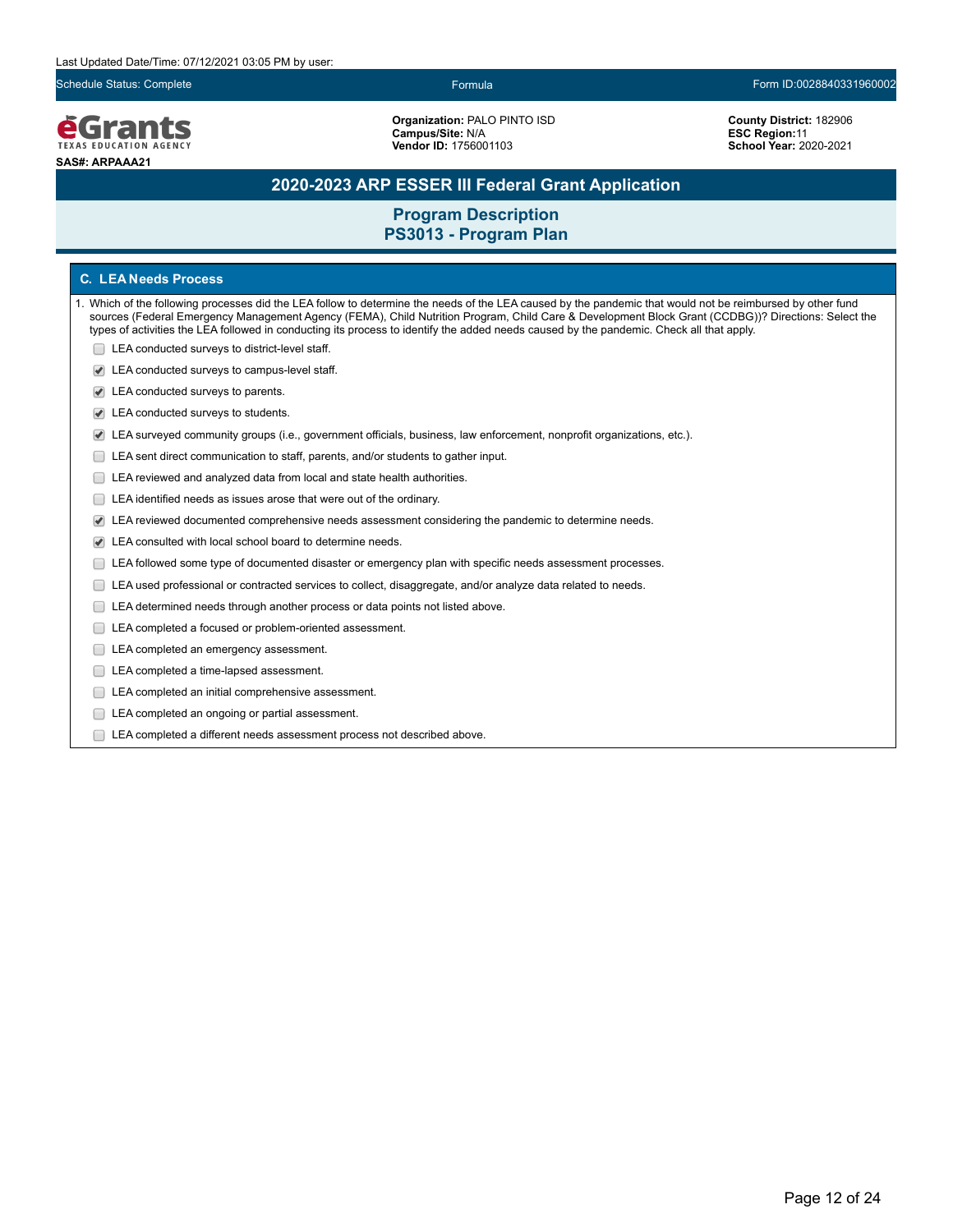Last Updated Date/Time: 07/12/2021 03:05 PM by user:

Schedule Status: Complete | Formula | Form ID:0028840331960002

**eGrants** TEXAS EDUCATION AGENCY

**SAS#: ARPAAA21**

**Organization:** PALO PINTO ISD
**Campus/Site:** N/A
**Vendor ID:** 1756001103

**County District:** 182906
**ESC Region:** 11
**School Year:** 2020-2021

# 2020-2023 ARP ESSER III Federal Grant Application

## Program Description
## PS3013 - Program Plan

### C. LEA Needs Process

1. Which of the following processes did the LEA follow to determine the needs of the LEA caused by the pandemic that would not be reimbursed by other fund sources (Federal Emergency Management Agency (FEMA), Child Nutrition Program, Child Care & Development Block Grant (CCDBG))? Directions: Select the types of activities the LEA followed in conducting its process to identify the added needs caused by the pandemic. Check all that apply.

- [ ] LEA conducted surveys to district-level staff.
- [x] LEA conducted surveys to campus-level staff.
- [x] LEA conducted surveys to parents.
- [x] LEA conducted surveys to students.
- [x] LEA surveyed community groups (i.e., government officials, business, law enforcement, nonprofit organizations, etc.).
- [ ] LEA sent direct communication to staff, parents, and/or students to gather input.
- [ ] LEA reviewed and analyzed data from local and state health authorities.
- [ ] LEA identified needs as issues arose that were out of the ordinary.
- [x] LEA reviewed documented comprehensive needs assessment considering the pandemic to determine needs.
- [x] LEA consulted with local school board to determine needs.
- [ ] LEA followed some type of documented disaster or emergency plan with specific needs assessment processes.
- [ ] LEA used professional or contracted services to collect, disaggregate, and/or analyze data related to needs.
- [ ] LEA determined needs through another process or data points not listed above.
- [ ] LEA completed a focused or problem-oriented assessment.
- [ ] LEA completed an emergency assessment.
- [ ] LEA completed a time-lapsed assessment.
- [ ] LEA completed an initial comprehensive assessment.
- [ ] LEA completed an ongoing or partial assessment.
- [ ] LEA completed a different needs assessment process not described above.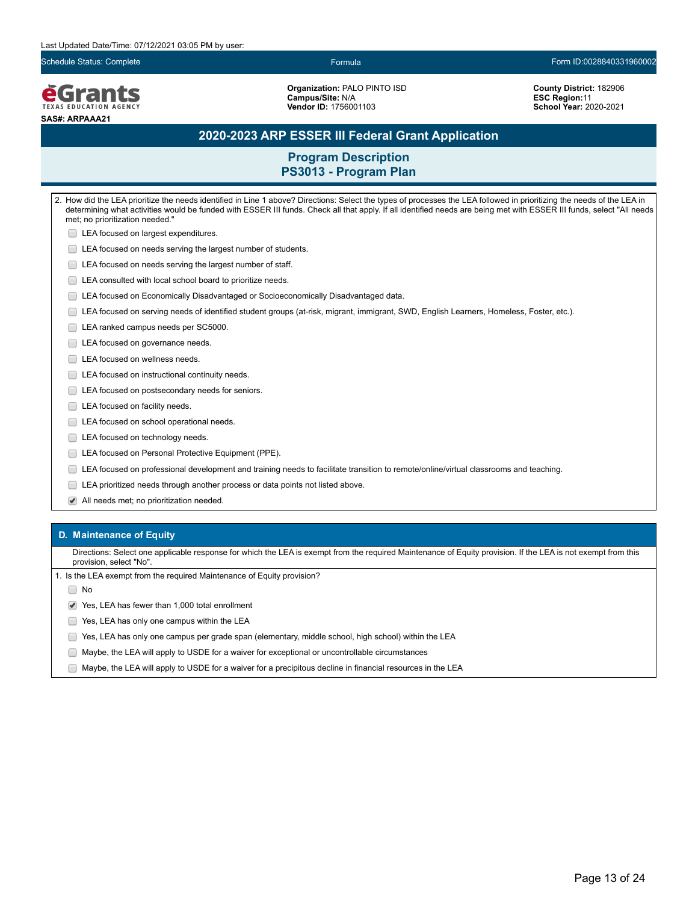Last Updated Date/Time: 07/12/2021 03:05 PM by user:

Schedule Status: Complete | Formula | Form ID:0028840331960002

**Organization:** PALO PINTO ISD
**Campus/Site:** N/A
**Vendor ID:** 1756001103

**County District:** 182906
**ESC Region:**11
**School Year:** 2020-2021

**SAS#: ARPAAA21**

# 2020-2023 ARP ESSER III Federal Grant Application

## Program Description
## PS3013 - Program Plan

2. How did the LEA prioritize the needs identified in Line 1 above? Directions: Select the types of processes the LEA followed in prioritizing the needs of the LEA in determining what activities would be funded with ESSER III funds. Check all that apply. If all identified needs are being met with ESSER III funds, select "All needs met; no prioritization needed."

- [ ] LEA focused on largest expenditures.
- [ ] LEA focused on needs serving the largest number of students.
- [ ] LEA focused on needs serving the largest number of staff.
- [ ] LEA consulted with local school board to prioritize needs.
- [ ] LEA focused on Economically Disadvantaged or Socioeconomically Disadvantaged data.
- [ ] LEA focused on serving needs of identified student groups (at-risk, migrant, immigrant, SWD, English Learners, Homeless, Foster, etc.).
- [ ] LEA ranked campus needs per SC5000.
- [ ] LEA focused on governance needs.
- [ ] LEA focused on wellness needs.
- [ ] LEA focused on instructional continuity needs.
- [ ] LEA focused on postsecondary needs for seniors.
- [ ] LEA focused on facility needs.
- [ ] LEA focused on school operational needs.
- [ ] LEA focused on technology needs.
- [ ] LEA focused on Personal Protective Equipment (PPE).
- [ ] LEA focused on professional development and training needs to facilitate transition to remote/online/virtual classrooms and teaching.
- [ ] LEA prioritized needs through another process or data points not listed above.
- [x] All needs met; no prioritization needed.

### D. Maintenance of Equity

Directions: Select one applicable response for which the LEA is exempt from the required Maintenance of Equity provision. If the LEA is not exempt from this provision, select "No".

1. Is the LEA exempt from the required Maintenance of Equity provision?

- [ ] No
- [x] Yes, LEA has fewer than 1,000 total enrollment
- [ ] Yes, LEA has only one campus within the LEA
- [ ] Yes, LEA has only one campus per grade span (elementary, middle school, high school) within the LEA
- [ ] Maybe, the LEA will apply to USDE for a waiver for exceptional or uncontrollable circumstances
- [ ] Maybe, the LEA will apply to USDE for a waiver for a precipitous decline in financial resources in the LEA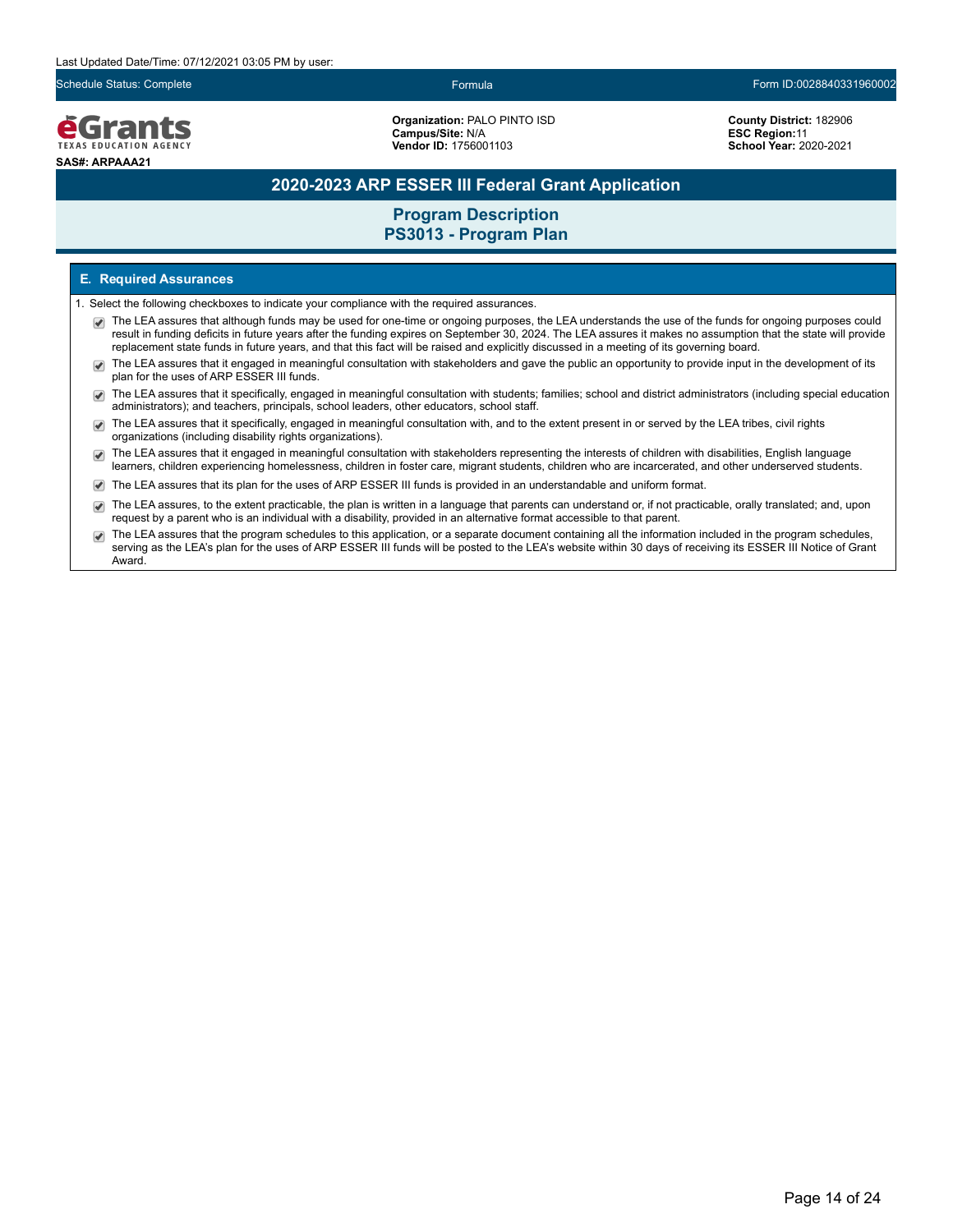Last Updated Date/Time: 07/12/2021 03:05 PM by user:

Schedule Status: Complete | Formula | Form ID:0028840331960002

**eGrants** TEXAS EDUCATION AGENCY

**SAS#: ARPAAA21**

**Organization:** PALO PINTO ISD
**Campus/Site:** N/A
**Vendor ID:** 1756001103

**County District:** 182906
**ESC Region:** 11
**School Year:** 2020-2021

# 2020-2023 ARP ESSER III Federal Grant Application

## Program Description
## PS3013 - Program Plan

### E. Required Assurances

1. Select the following checkboxes to indicate your compliance with the required assurances.

- [x] The LEA assures that although funds may be used for one-time or ongoing purposes, the LEA understands the use of the funds for ongoing purposes could result in funding deficits in future years after the funding expires on September 30, 2024. The LEA assures it makes no assumption that the state will provide replacement state funds in future years, and that this fact will be raised and explicitly discussed in a meeting of its governing board.
- [x] The LEA assures that it engaged in meaningful consultation with stakeholders and gave the public an opportunity to provide input in the development of its plan for the uses of ARP ESSER III funds.
- [x] The LEA assures that it specifically, engaged in meaningful consultation with students; families; school and district administrators (including special education administrators); and teachers, principals, school leaders, other educators, school staff.
- [x] The LEA assures that it specifically, engaged in meaningful consultation with, and to the extent present in or served by the LEA tribes, civil rights organizations (including disability rights organizations).
- [x] The LEA assures that it engaged in meaningful consultation with stakeholders representing the interests of children with disabilities, English language learners, children experiencing homelessness, children in foster care, migrant students, children who are incarcerated, and other underserved students.
- [x] The LEA assures that its plan for the uses of ARP ESSER III funds is provided in an understandable and uniform format.
- [x] The LEA assures, to the extent practicable, the plan is written in a language that parents can understand or, if not practicable, orally translated; and, upon request by a parent who is an individual with a disability, provided in an alternative format accessible to that parent.
- [x] The LEA assures that the program schedules to this application, or a separate document containing all the information included in the program schedules, serving as the LEA's plan for the uses of ARP ESSER III funds will be posted to the LEA's website within 30 days of receiving its ESSER III Notice of Grant Award.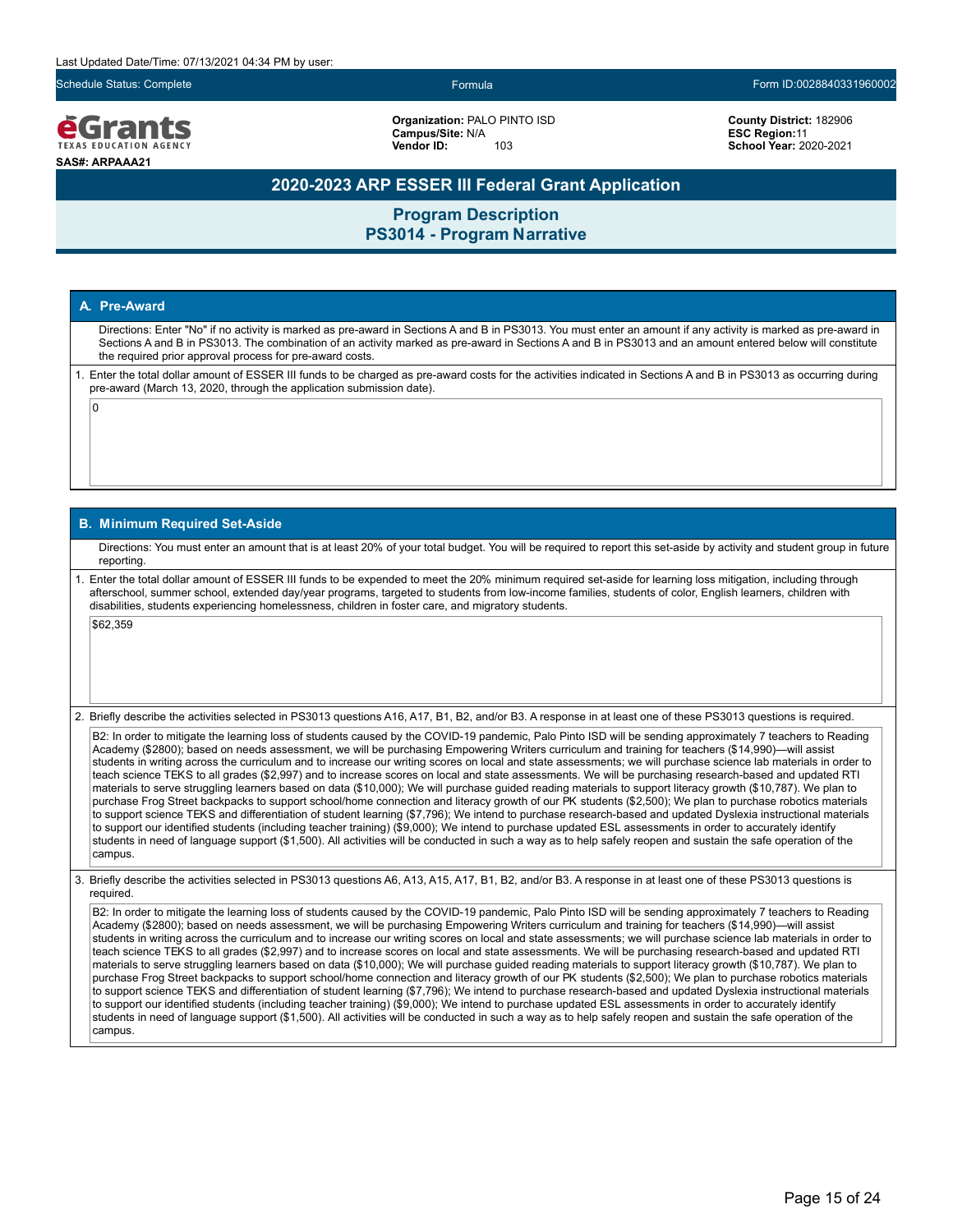Last Updated Date/Time: 07/13/2021 04:34 PM by user:

Schedule Status: Complete | Formula | Form ID:0028840331960002

**eGrants** TEXAS EDUCATION AGENCY

**SAS#: ARPAAA21**

**Organization:** PALO PINTO ISD
**Campus/Site:** N/A
**Vendor ID:** 103

**County District:** 182906
**ESC Region:**11
**School Year:** 2020-2021

# 2020-2023 ARP ESSER III Federal Grant Application

## Program Description
## PS3014 - Program Narrative

### A. Pre-Award

Directions: Enter "No" if no activity is marked as pre-award in Sections A and B in PS3013. You must enter an amount if any activity is marked as pre-award in Sections A and B in PS3013. The combination of an activity marked as pre-award in Sections A and B in PS3013 and an amount entered below will constitute the required prior approval process for pre-award costs.

1. Enter the total dollar amount of ESSER III funds to be charged as pre-award costs for the activities indicated in Sections A and B in PS3013 as occurring during pre-award (March 13, 2020, through the application submission date).

0

### B. Minimum Required Set-Aside

Directions: You must enter an amount that is at least 20% of your total budget. You will be required to report this set-aside by activity and student group in future reporting.

1. Enter the total dollar amount of ESSER III funds to be expended to meet the 20% minimum required set-aside for learning loss mitigation, including through afterschool, summer school, extended day/year programs, targeted to students from low-income families, students of color, English learners, children with disabilities, students experiencing homelessness, children in foster care, and migratory students.

$62,359

2. Briefly describe the activities selected in PS3013 questions A16, A17, B1, B2, and/or B3. A response in at least one of these PS3013 questions is required.

B2: In order to mitigate the learning loss of students caused by the COVID-19 pandemic, Palo Pinto ISD will be sending approximately 7 teachers to Reading Academy ($2800); based on needs assessment, we will be purchasing Empowering Writers curriculum and training for teachers ($14,990)—will assist students in writing across the curriculum and to increase our writing scores on local and state assessments; we will purchase science lab materials in order to teach science TEKS to all grades ($2,997) and to increase scores on local and state assessments. We will be purchasing research-based and updated RTI materials to serve struggling learners based on data ($10,000); We will purchase guided reading materials to support literacy growth ($10,787). We plan to purchase Frog Street backpacks to support school/home connection and literacy growth of our PK students ($2,500); We plan to purchase robotics materials to support science TEKS and differentiation of student learning ($7,796); We intend to purchase research-based and updated Dyslexia instructional materials to support our identified students (including teacher training) ($9,000); We intend to purchase updated ESL assessments in order to accurately identify students in need of language support ($1,500). All activities will be conducted in such a way as to help safely reopen and sustain the safe operation of the campus.

3. Briefly describe the activities selected in PS3013 questions A6, A13, A15, A17, B1, B2, and/or B3. A response in at least one of these PS3013 questions is required.

B2: In order to mitigate the learning loss of students caused by the COVID-19 pandemic, Palo Pinto ISD will be sending approximately 7 teachers to Reading Academy ($2800); based on needs assessment, we will be purchasing Empowering Writers curriculum and training for teachers ($14,990)—will assist students in writing across the curriculum and to increase our writing scores on local and state assessments; we will purchase science lab materials in order to teach science TEKS to all grades ($2,997) and to increase scores on local and state assessments. We will be purchasing research-based and updated RTI materials to serve struggling learners based on data ($10,000); We will purchase guided reading materials to support literacy growth ($10,787). We plan to purchase Frog Street backpacks to support school/home connection and literacy growth of our PK students ($2,500); We plan to purchase robotics materials to support science TEKS and differentiation of student learning ($7,796); We intend to purchase research-based and updated Dyslexia instructional materials to support our identified students (including teacher training) ($9,000); We intend to purchase updated ESL assessments in order to accurately identify students in need of language support ($1,500). All activities will be conducted in such a way as to help safely reopen and sustain the safe operation of the campus.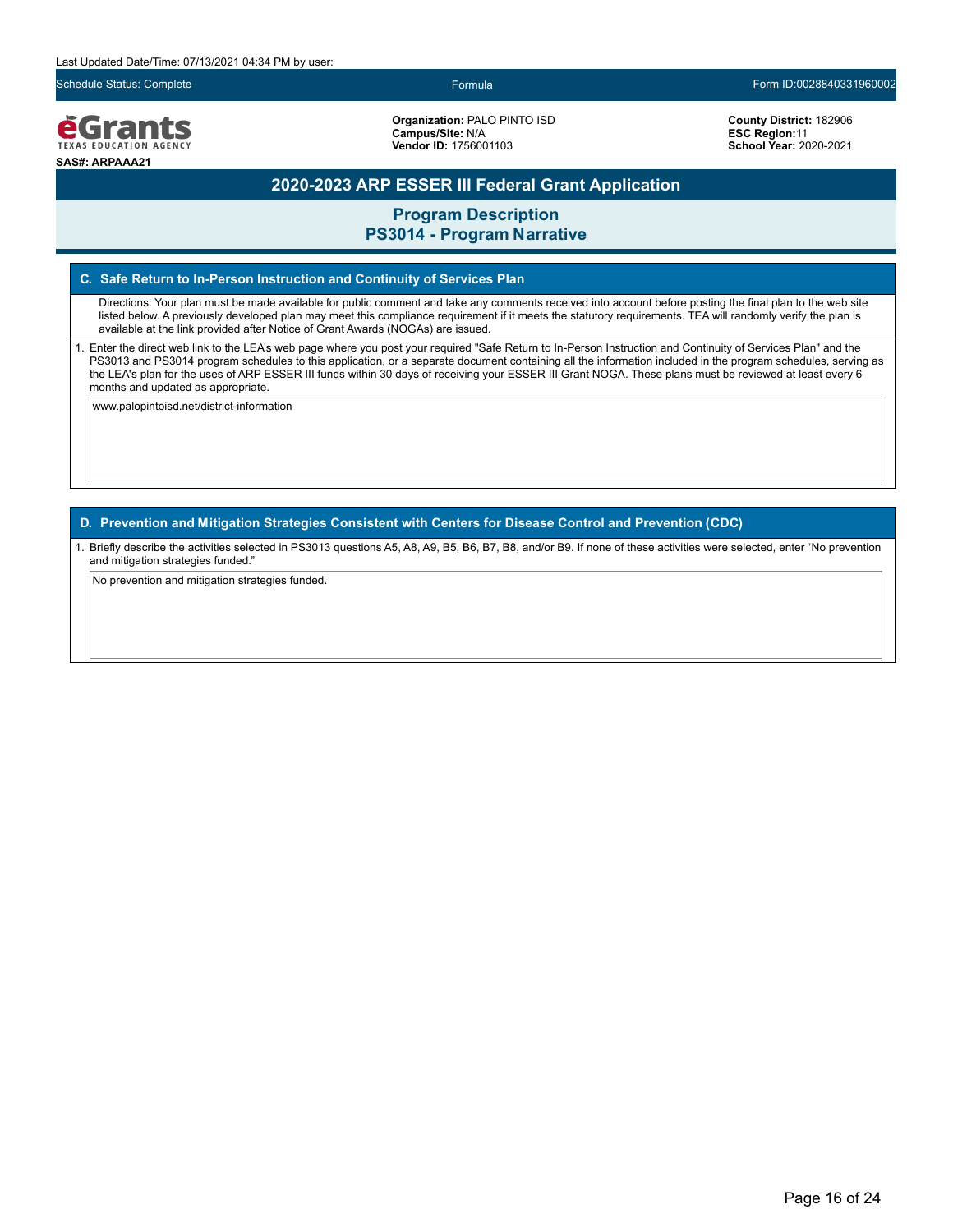Last Updated Date/Time: 07/13/2021 04:34 PM by user:

Schedule Status: Complete | Formula | Form ID:0028840331960002

**eGrants** TEXAS EDUCATION AGENCY

**SAS#: ARPAAA21**

**Organization:** PALO PINTO ISD
**Campus/Site:** N/A
**Vendor ID:** 1756001103

**County District:** 182906
**ESC Region:** 11
**School Year:** 2020-2021

# 2020-2023 ARP ESSER III Federal Grant Application

## Program Description
## PS3014 - Program Narrative

### C. Safe Return to In-Person Instruction and Continuity of Services Plan

Directions: Your plan must be made available for public comment and take any comments received into account before posting the final plan to the web site listed below. A previously developed plan may meet this compliance requirement if it meets the statutory requirements. TEA will randomly verify the plan is available at the link provided after Notice of Grant Awards (NOGAs) are issued.

1. Enter the direct web link to the LEA's web page where you post your required "Safe Return to In-Person Instruction and Continuity of Services Plan" and the PS3013 and PS3014 program schedules to this application, or a separate document containing all the information included in the program schedules, serving as the LEA's plan for the uses of ARP ESSER III funds within 30 days of receiving your ESSER III Grant NOGA. These plans must be reviewed at least every 6 months and updated as appropriate.

www.palopintoisd.net/district-information

### D. Prevention and Mitigation Strategies Consistent with Centers for Disease Control and Prevention (CDC)

1. Briefly describe the activities selected in PS3013 questions A5, A8, A9, B5, B6, B7, B8, and/or B9. If none of these activities were selected, enter "No prevention and mitigation strategies funded."

No prevention and mitigation strategies funded.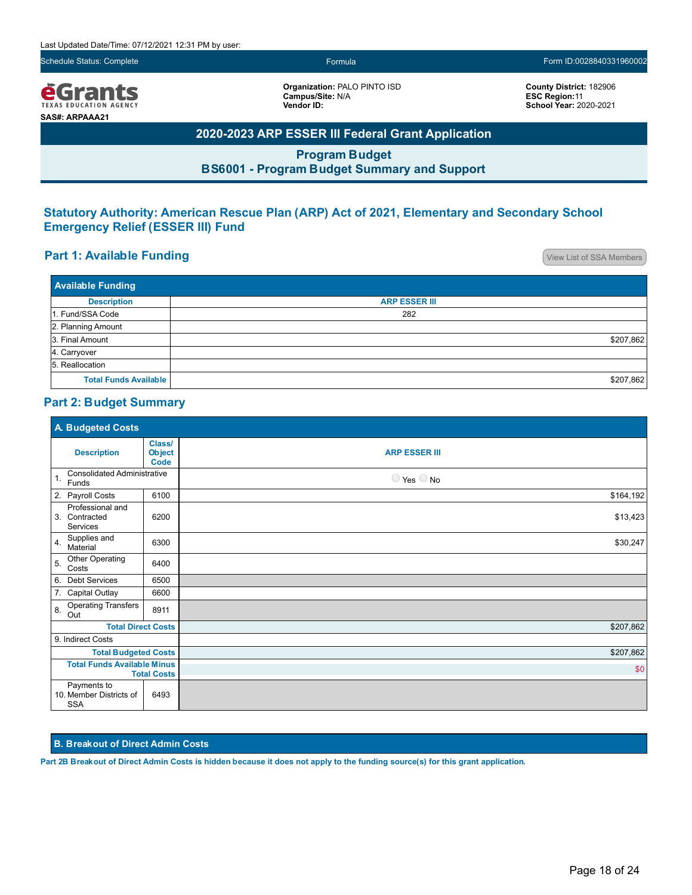Last Updated Date/Time: 07/12/2021 12:31 PM by user:

Schedule Status: Complete | Formula | Form ID:0028840331960002

**eGrants** TEXAS EDUCATION AGENCY

**SAS#: ARPAAA21**

**Organization:** PALO PINTO ISD
**Campus/Site:** N/A
**Vendor ID:**

**County District:** 182906
**ESC Region:** 11
**School Year:** 2020-2021

# 2020-2023 ARP ESSER III Federal Grant Application

## Program Budget
## BS6001 - Program Budget Summary and Support

### Statutory Authority: American Rescue Plan (ARP) Act of 2021, Elementary and Secondary School Emergency Relief (ESSER III) Fund

### Part 1: Available Funding

View List of SSA Members

**Available Funding**

| Description | ARP ESSER III |
|---|---|
| 1. Fund/SSA Code | 282 |
| 2. Planning Amount | |
| 3. Final Amount | $207,862 |
| 4. Carryover | |
| 5. Reallocation | |
| **Total Funds Available** | $207,862 |

### Part 2: Budget Summary

**A. Budgeted Costs**

| Description | Class/ Object Code | ARP ESSER III |
|---|---|---|
| 1. Consolidated Administrative Funds | | ◯ Yes ◯ No |
| 2. Payroll Costs | 6100 | $164,192 |
| 3. Professional and Contracted Services | 6200 | $13,423 |
| 4. Supplies and Material | 6300 | $30,247 |
| 5. Other Operating Costs | 6400 | |
| 6. Debt Services | 6500 | |
| 7. Capital Outlay | 6600 | |
| 8. Operating Transfers Out | 8911 | |
| **Total Direct Costs** | | $207,862 |
| 9. Indirect Costs | | |
| **Total Budgeted Costs** | | $207,862 |
| **Total Funds Available Minus Total Costs** | | $0 |
| 10. Payments to Member Districts of SSA | 6493 | |

**B. Breakout of Direct Admin Costs**

**Part 2B Breakout of Direct Admin Costs is hidden because it does not apply to the funding source(s) for this grant application.**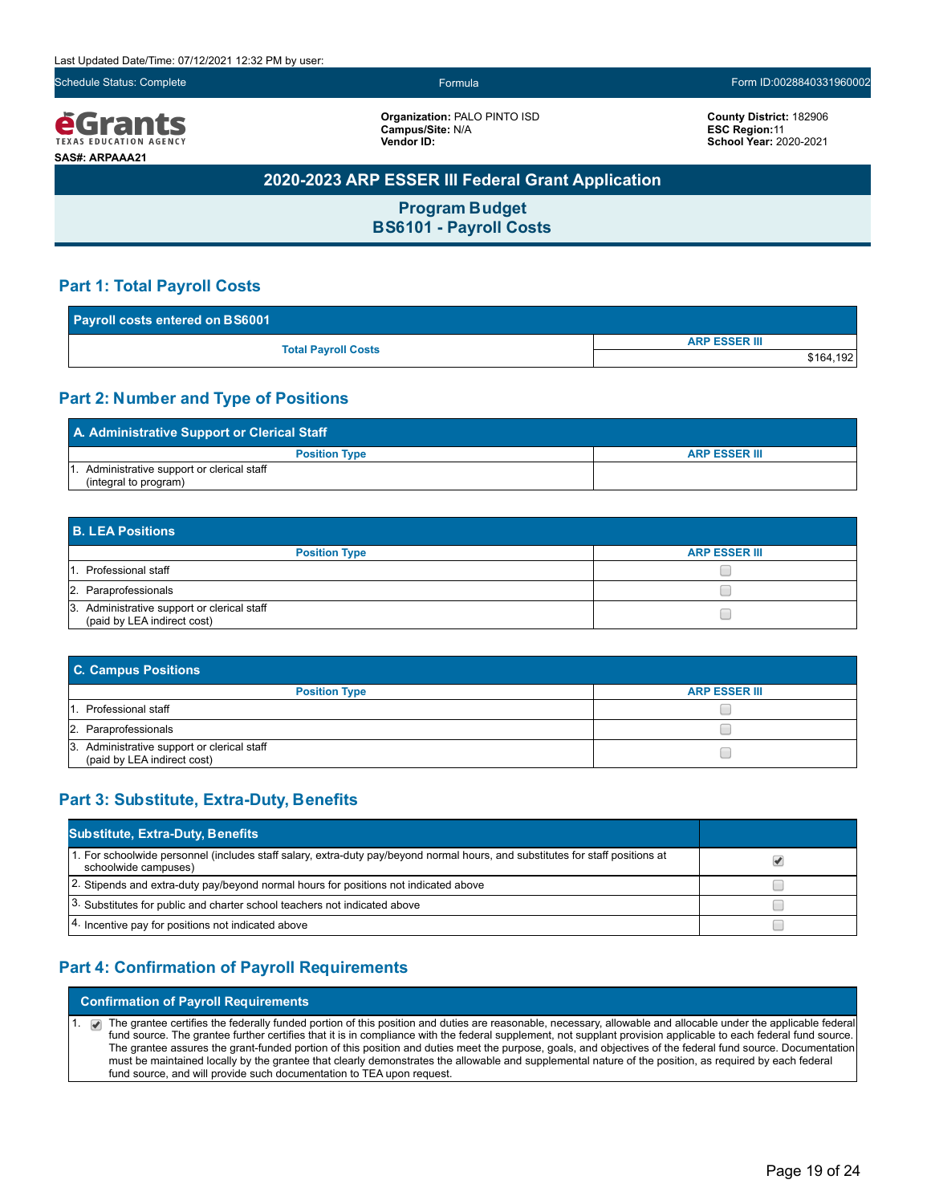Last Updated Date/Time: 07/12/2021 12:32 PM by user:

Schedule Status: Complete | Formula | Form ID:0028840331960002

**eGrants** TEXAS EDUCATION AGENCY

SAS#: ARPAAA21

**Organization:** PALO PINTO ISD
**Campus/Site:** N/A
**Vendor ID:**

**County District:** 182906
**ESC Region:** 11
**School Year:** 2020-2021

# 2020-2023 ARP ESSER III Federal Grant Application

## Program Budget
## BS6101 - Payroll Costs

### Part 1: Total Payroll Costs

| Payroll costs entered on BS6001 | |
|---|---|
| **Total Payroll Costs** | **ARP ESSER III** |
| | $164,192 |

### Part 2: Number and Type of Positions

| A. Administrative Support or Clerical Staff | |
|---|---|
| **Position Type** | **ARP ESSER III** |
| 1. Administrative support or clerical staff (integral to program) | |

| B. LEA Positions | |
|---|---|
| **Position Type** | **ARP ESSER III** |
| 1. Professional staff | ☐ |
| 2. Paraprofessionals | ☐ |
| 3. Administrative support or clerical staff (paid by LEA indirect cost) | ☐ |

| C. Campus Positions | |
|---|---|
| **Position Type** | **ARP ESSER III** |
| 1. Professional staff | ☐ |
| 2. Paraprofessionals | ☐ |
| 3. Administrative support or clerical staff (paid by LEA indirect cost) | ☐ |

### Part 3: Substitute, Extra-Duty, Benefits

| Substitute, Extra-Duty, Benefits | |
|---|---|
| 1. For schoolwide personnel (includes staff salary, extra-duty pay/beyond normal hours, and substitutes for staff positions at schoolwide campuses) | ☑ |
| 2. Stipends and extra-duty pay/beyond normal hours for positions not indicated above | ☐ |
| 3. Substitutes for public and charter school teachers not indicated above | ☐ |
| 4. Incentive pay for positions not indicated above | ☐ |

### Part 4: Confirmation of Payroll Requirements

| Confirmation of Payroll Requirements |
|---|
| 1. ☑ The grantee certifies the federally funded portion of this position and duties are reasonable, necessary, allowable and allocable under the applicable federal fund source. The grantee further certifies that it is in compliance with the federal supplement, not supplant provision applicable to each federal fund source. The grantee assures the grant-funded portion of this position and duties meet the purpose, goals, and objectives of the federal fund source. Documentation must be maintained locally by the grantee that clearly demonstrates the allowable and supplemental nature of the position, as required by each federal fund source, and will provide such documentation to TEA upon request. |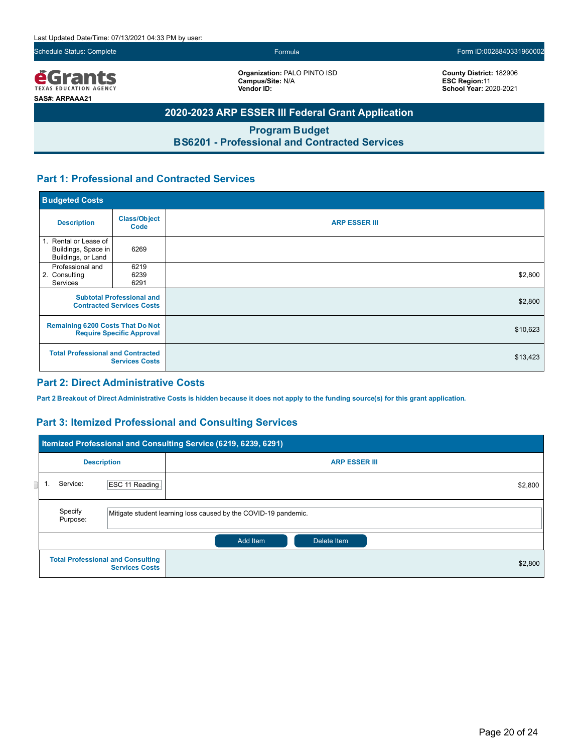Last Updated Date/Time: 07/13/2021 04:33 PM by user:

Schedule Status: Complete | Formula | Form ID:0028840331960002

**eGrants** TEXAS EDUCATION AGENCY

**SAS#: ARPAAA21**

**Organization:** PALO PINTO ISD
**Campus/Site:** N/A
**Vendor ID:**

**County District:** 182906
**ESC Region:** 11
**School Year:** 2020-2021

# 2020-2023 ARP ESSER III Federal Grant Application

## Program Budget
## BS6201 - Professional and Contracted Services

## Part 1: Professional and Contracted Services

**Budgeted Costs**

| Description | Class/Object Code | ARP ESSER III |
|---|---|---|
| 1. Rental or Lease of Buildings, Space in Buildings, or Land | 6269 | |
| 2. Professional and Consulting Services | 6219 6239 6291 | $2,800 |
| Subtotal Professional and Contracted Services Costs | | $2,800 |
| Remaining 6200 Costs That Do Not Require Specific Approval | | $10,623 |
| Total Professional and Contracted Services Costs | | $13,423 |

## Part 2: Direct Administrative Costs

**Part 2 Breakout of Direct Administrative Costs is hidden because it does not apply to the funding source(s) for this grant application.**

## Part 3: Itemized Professional and Consulting Services

**Itemized Professional and Consulting Service (6219, 6239, 6291)**

| Description | | ARP ESSER III |
|---|---|---|
| 1. Service: | ESC 11 Reading | $2,800 |
| Specify Purpose: | Mitigate student learning loss caused by the COVID-19 pandemic. | |
| Total Professional and Consulting Services Costs | | $2,800 |